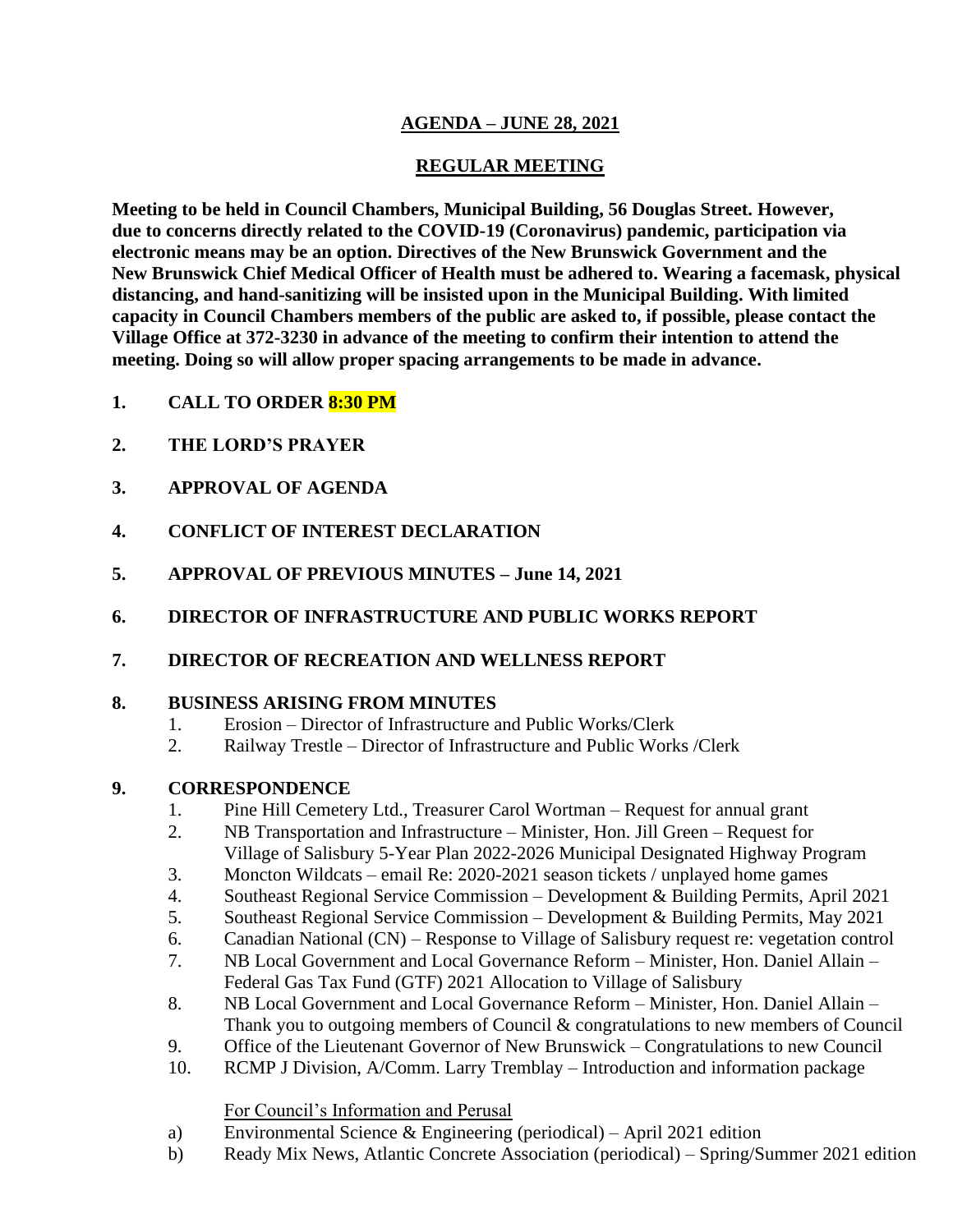# AGENDA – JUNE 28, 2021

## REGULAR MEETING

**Meeting to be held in Council Chambers, Municipal Building, 56 Douglas Street. However, due to concerns directly related to the COVID-19 (Coronavirus) pandemic, participation via electronic means may be an option. Directives of the New Brunswick Government and the New Brunswick Chief Medical Officer of Health must be adhered to. Wearing a facemask, physical distancing, and hand-sanitizing will be insisted upon in the Municipal Building. With limited capacity in Council Chambers members of the public are asked to, if possible, please contact the Village Office at 372-3230 in advance of the meeting to confirm their intention to attend the meeting. Doing so will allow proper spacing arrangements to be made in advance.**

1. **CALL TO ORDER 8:30 PM**
2. **THE LORD'S PRAYER**
3. **APPROVAL OF AGENDA**
4. **CONFLICT OF INTEREST DECLARATION**
5. **APPROVAL OF PREVIOUS MINUTES – June 14, 2021**
6. **DIRECTOR OF INFRASTRUCTURE AND PUBLIC WORKS REPORT**
7. **DIRECTOR OF RECREATION AND WELLNESS REPORT**
8. **BUSINESS ARISING FROM MINUTES**
   1. Erosion – Director of Infrastructure and Public Works/Clerk
   2. Railway Trestle – Director of Infrastructure and Public Works /Clerk
9. **CORRESPONDENCE**
   1. Pine Hill Cemetery Ltd., Treasurer Carol Wortman – Request for annual grant
   2. NB Transportation and Infrastructure – Minister, Hon. Jill Green – Request for Village of Salisbury 5-Year Plan 2022-2026 Municipal Designated Highway Program
   3. Moncton Wildcats – email Re: 2020-2021 season tickets / unplayed home games
   4. Southeast Regional Service Commission – Development & Building Permits, April 2021
   5. Southeast Regional Service Commission – Development & Building Permits, May 2021
   6. Canadian National (CN) – Response to Village of Salisbury request re: vegetation control
   7. NB Local Government and Local Governance Reform – Minister, Hon. Daniel Allain – Federal Gas Tax Fund (GTF) 2021 Allocation to Village of Salisbury
   8. NB Local Government and Local Governance Reform – Minister, Hon. Daniel Allain – Thank you to outgoing members of Council & congratulations to new members of Council
   9. Office of the Lieutenant Governor of New Brunswick – Congratulations to new Council
   10. RCMP J Division, A/Comm. Larry Tremblay – Introduction and information package

   For Council's Information and Perusal

   a) Environmental Science & Engineering (periodical) – April 2021 edition
   b) Ready Mix News, Atlantic Concrete Association (periodical) – Spring/Summer 2021 edition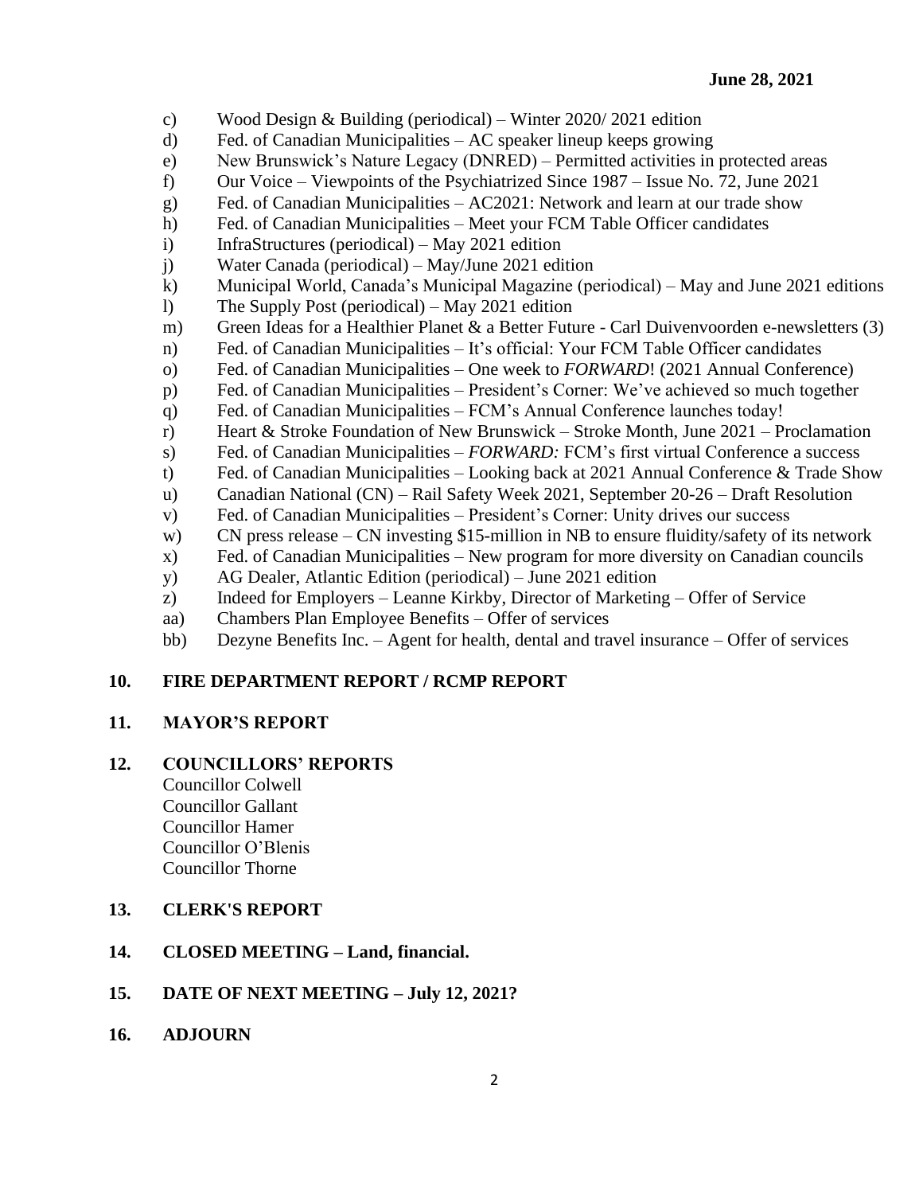**June 28, 2021**

c) Wood Design & Building (periodical) – Winter 2020/ 2021 edition
d) Fed. of Canadian Municipalities – AC speaker lineup keeps growing
e) New Brunswick's Nature Legacy (DNRED) – Permitted activities in protected areas
f) Our Voice – Viewpoints of the Psychiatrized Since 1987 – Issue No. 72, June 2021
g) Fed. of Canadian Municipalities – AC2021: Network and learn at our trade show
h) Fed. of Canadian Municipalities – Meet your FCM Table Officer candidates
i) InfraStructures (periodical) – May 2021 edition
j) Water Canada (periodical) – May/June 2021 edition
k) Municipal World, Canada's Municipal Magazine (periodical) – May and June 2021 editions
l) The Supply Post (periodical) – May 2021 edition
m) Green Ideas for a Healthier Planet & a Better Future - Carl Duivenvoorden e-newsletters (3)
n) Fed. of Canadian Municipalities – It's official: Your FCM Table Officer candidates
o) Fed. of Canadian Municipalities – One week to *FORWARD*! (2021 Annual Conference)
p) Fed. of Canadian Municipalities – President's Corner: We've achieved so much together
q) Fed. of Canadian Municipalities – FCM's Annual Conference launches today!
r) Heart & Stroke Foundation of New Brunswick – Stroke Month, June 2021 – Proclamation
s) Fed. of Canadian Municipalities – *FORWARD:* FCM's first virtual Conference a success
t) Fed. of Canadian Municipalities – Looking back at 2021 Annual Conference & Trade Show
u) Canadian National (CN) – Rail Safety Week 2021, September 20-26 – Draft Resolution
v) Fed. of Canadian Municipalities – President's Corner: Unity drives our success
w) CN press release – CN investing $15-million in NB to ensure fluidity/safety of its network
x) Fed. of Canadian Municipalities – New program for more diversity on Canadian councils
y) AG Dealer, Atlantic Edition (periodical) – June 2021 edition
z) Indeed for Employers – Leanne Kirkby, Director of Marketing – Offer of Service
aa) Chambers Plan Employee Benefits – Offer of services
bb) Dezyne Benefits Inc. – Agent for health, dental and travel insurance – Offer of services

**10. FIRE DEPARTMENT REPORT / RCMP REPORT**

**11. MAYOR'S REPORT**

**12. COUNCILLORS' REPORTS**

Councillor Colwell
Councillor Gallant
Councillor Hamer
Councillor O'Blenis
Councillor Thorne

**13. CLERK'S REPORT**

**14. CLOSED MEETING – Land, financial.**

**15. DATE OF NEXT MEETING – July 12, 2021?**

**16. ADJOURN**